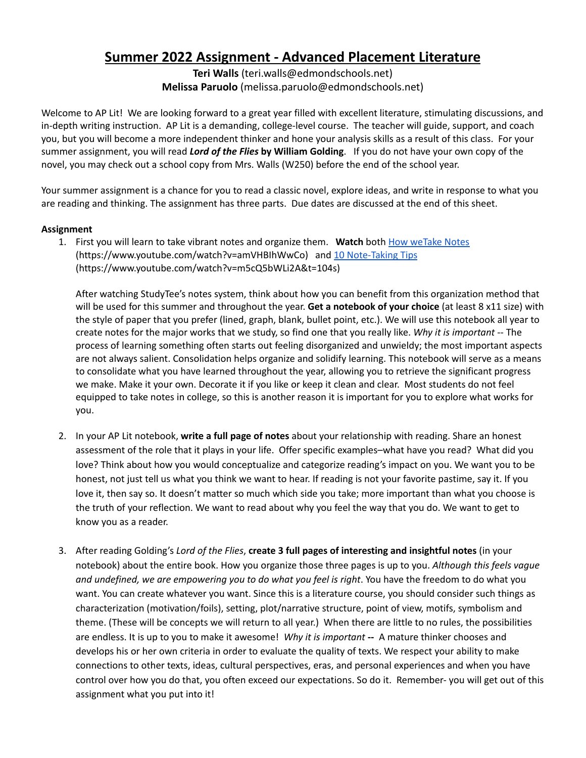# Summer 2022 Assignment - Advanced Placement Literature

**Teri Walls** (teri.walls@edmondschools.net)
**Melissa Paruolo** (melissa.paruolo@edmondschools.net)

Welcome to AP Lit! We are looking forward to a great year filled with excellent literature, stimulating discussions, and in-depth writing instruction. AP Lit is a demanding, college-level course. The teacher will guide, support, and coach you, but you will become a more independent thinker and hone your analysis skills as a result of this class. For your summer assignment, you will read ***Lord of the Flies* by William Golding**. If you do not have your own copy of the novel, you may check out a school copy from Mrs. Walls (W250) before the end of the school year.

Your summer assignment is a chance for you to read a classic novel, explore ideas, and write in response to what you are reading and thinking. The assignment has three parts. Due dates are discussed at the end of this sheet.

**Assignment**

1. First you will learn to take vibrant notes and organize them. **Watch** both [How weTake Notes](https://www.youtube.com/watch?v=amVHBIhWwCo) (https://www.youtube.com/watch?v=amVHBIhWwCo) and [10 Note-Taking Tips](https://www.youtube.com/watch?v=m5cQ5bWLi2A&t=104s) (https://www.youtube.com/watch?v=m5cQ5bWLi2A&t=104s)

   After watching StudyTee's notes system, think about how you can benefit from this organization method that will be used for this summer and throughout the year. **Get a notebook of your choice** (at least 8 x11 size) with the style of paper that you prefer (lined, graph, blank, bullet point, etc.). We will use this notebook all year to create notes for the major works that we study, so find one that you really like. *Why it is important* -- The process of learning something often starts out feeling disorganized and unwieldy; the most important aspects are not always salient. Consolidation helps organize and solidify learning. This notebook will serve as a means to consolidate what you have learned throughout the year, allowing you to retrieve the significant progress we make. Make it your own. Decorate it if you like or keep it clean and clear. Most students do not feel equipped to take notes in college, so this is another reason it is important for you to explore what works for you.

2. In your AP Lit notebook, **write a full page of notes** about your relationship with reading. Share an honest assessment of the role that it plays in your life. Offer specific examples–what have you read? What did you love? Think about how you would conceptualize and categorize reading's impact on you. We want you to be honest, not just tell us what you think we want to hear. If reading is not your favorite pastime, say it. If you love it, then say so. It doesn't matter so much which side you take; more important than what you choose is the truth of your reflection. We want to read about why you feel the way that you do. We want to get to know you as a reader.

3. After reading Golding's *Lord of the Flies*, **create 3 full pages of interesting and insightful notes** (in your notebook) about the entire book. How you organize those three pages is up to you. *Although this feels vague and undefined, we are empowering you to do what you feel is right*. You have the freedom to do what you want. You can create whatever you want. Since this is a literature course, you should consider such things as characterization (motivation/foils), setting, plot/narrative structure, point of view, motifs, symbolism and theme. (These will be concepts we will return to all year.) When there are little to no rules, the possibilities are endless. It is up to you to make it awesome! *Why it is important* **--** A mature thinker chooses and develops his or her own criteria in order to evaluate the quality of texts. We respect your ability to make connections to other texts, ideas, cultural perspectives, eras, and personal experiences and when you have control over how you do that, you often exceed our expectations. So do it. Remember- you will get out of this assignment what you put into it!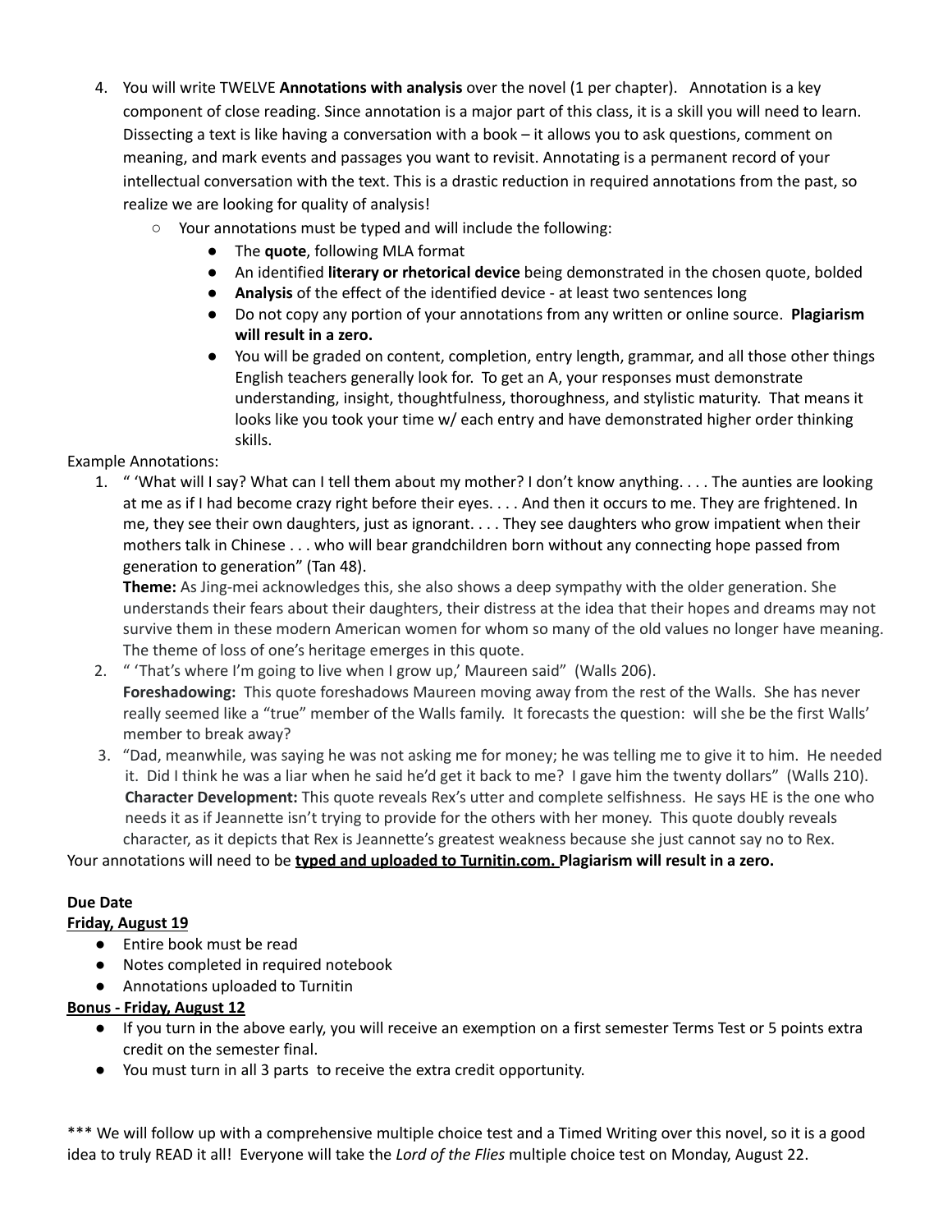4. You will write TWELVE **Annotations with analysis** over the novel (1 per chapter). Annotation is a key component of close reading. Since annotation is a major part of this class, it is a skill you will need to learn. Dissecting a text is like having a conversation with a book – it allows you to ask questions, comment on meaning, and mark events and passages you want to revisit. Annotating is a permanent record of your intellectual conversation with the text. This is a drastic reduction in required annotations from the past, so realize we are looking for quality of analysis!
   - Your annotations must be typed and will include the following:
     - The **quote**, following MLA format
     - An identified **literary or rhetorical device** being demonstrated in the chosen quote, bolded
     - **Analysis** of the effect of the identified device - at least two sentences long
     - Do not copy any portion of your annotations from any written or online source. **Plagiarism will result in a zero.**
     - You will be graded on content, completion, entry length, grammar, and all those other things English teachers generally look for. To get an A, your responses must demonstrate understanding, insight, thoughtfulness, thoroughness, and stylistic maturity. That means it looks like you took your time w/ each entry and have demonstrated higher order thinking skills.

Example Annotations:

1. " 'What will I say? What can I tell them about my mother? I don't know anything. . . . The aunties are looking at me as if I had become crazy right before their eyes. . . . And then it occurs to me. They are frightened. In me, they see their own daughters, just as ignorant. . . . They see daughters who grow impatient when their mothers talk in Chinese . . . who will bear grandchildren born without any connecting hope passed from generation to generation" (Tan 48).
   **Theme:** As Jing-mei acknowledges this, she also shows a deep sympathy with the older generation. She understands their fears about their daughters, their distress at the idea that their hopes and dreams may not survive them in these modern American women for whom so many of the old values no longer have meaning. The theme of loss of one's heritage emerges in this quote.
2. " 'That's where I'm going to live when I grow up,' Maureen said" (Walls 206).
   **Foreshadowing:** This quote foreshadows Maureen moving away from the rest of the Walls. She has never really seemed like a "true" member of the Walls family. It forecasts the question: will she be the first Walls' member to break away?
3. "Dad, meanwhile, was saying he was not asking me for money; he was telling me to give it to him. He needed it. Did I think he was a liar when he said he'd get it back to me? I gave him the twenty dollars" (Walls 210).
   **Character Development:** This quote reveals Rex's utter and complete selfishness. He says HE is the one who needs it as if Jeannette isn't trying to provide for the others with her money. This quote doubly reveals character, as it depicts that Rex is Jeannette's greatest weakness because she just cannot say no to Rex.

Your annotations will need to be **<u>typed and uploaded to Turnitin.com.</u> Plagiarism will result in a zero.**

**Due Date**

**<u>Friday, August 19</u>**

- Entire book must be read
- Notes completed in required notebook
- Annotations uploaded to Turnitin

**<u>Bonus - Friday, August 12</u>**

- If you turn in the above early, you will receive an exemption on a first semester Terms Test or 5 points extra credit on the semester final.
- You must turn in all 3 parts to receive the extra credit opportunity.

*** We will follow up with a comprehensive multiple choice test and a Timed Writing over this novel, so it is a good idea to truly READ it all! Everyone will take the *Lord of the Flies* multiple choice test on Monday, August 22.